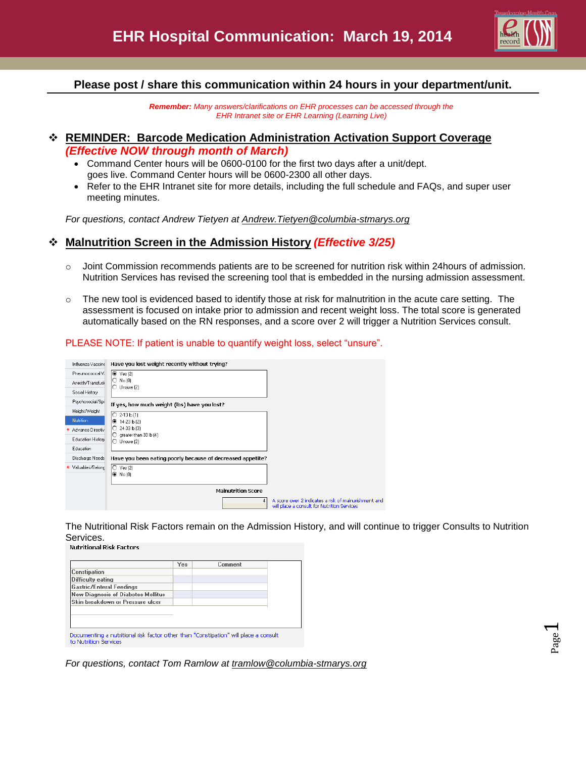# EHR Hospital Communication: March 19, 2014

**Please post / share this communication within 24 hours in your department/unit.**

***Remember:*** *Many answers/clarifications on EHR processes can be accessed through the EHR Intranet site or EHR Learning (Learning Live)*

## ❖ REMINDER: Barcode Medication Administration Activation Support Coverage *(Effective NOW through month of March)*

- Command Center hours will be 0600-0100 for the first two days after a unit/dept. goes live. Command Center hours will be 0600-2300 all other days.
- Refer to the EHR Intranet site for more details, including the full schedule and FAQs, and super user meeting minutes.

*For questions, contact Andrew Tietyen at Andrew.Tietyen@columbia-stmarys.org*

## ❖ Malnutrition Screen in the Admission History *(Effective 3/25)*

- Joint Commission recommends patients are to be screened for nutrition risk within 24hours of admission. Nutrition Services has revised the screening tool that is embedded in the nursing admission assessment.
- The new tool is evidenced based to identify those at risk for malnutrition in the acute care setting. The assessment is focused on intake prior to admission and recent weight loss. The total score is generated automatically based on the RN responses, and a score over 2 will trigger a Nutrition Services consult.

PLEASE NOTE: If patient is unable to quantify weight loss, select "unsure".

Have you lost weight recently without trying?
- (•) Yes (2)
- ( ) No (0)
- ( ) Unsure (2)

If yes, how much weight (lbs) have you lost?
- ( ) 2-13 lb (1)
- (•) 14-23 lb (2)
- ( ) 24-33 lb (3)
- ( ) greater than 33 lb (4)
- ( ) Unsure (2)

Have you been eating poorly because of decreased appetite?
- ( ) Yes (2)
- (•) No (0)

Malnutrition Score: 4

A score over 2 indicates a risk of malnourishment and will place a consult for Nutrition Services

The Nutritional Risk Factors remain on the Admission History, and will continue to trigger Consults to Nutrition Services.

**Nutritional Risk Factors**

| | Yes | Comment |
|---|---|---|
| Constipation | | |
| Difficulty eating | | |
| Gastric/Enteral Feedings | | |
| New Diagnosis of Diabetes Mellitus | | |
| Skin breakdown or Pressure ulcer | | |

Documenting a nutritional risk factor other than "Constipation" will place a consult to Nutrition Services

*For questions, contact Tom Ramlow at tramlow@columbia-stmarys.org*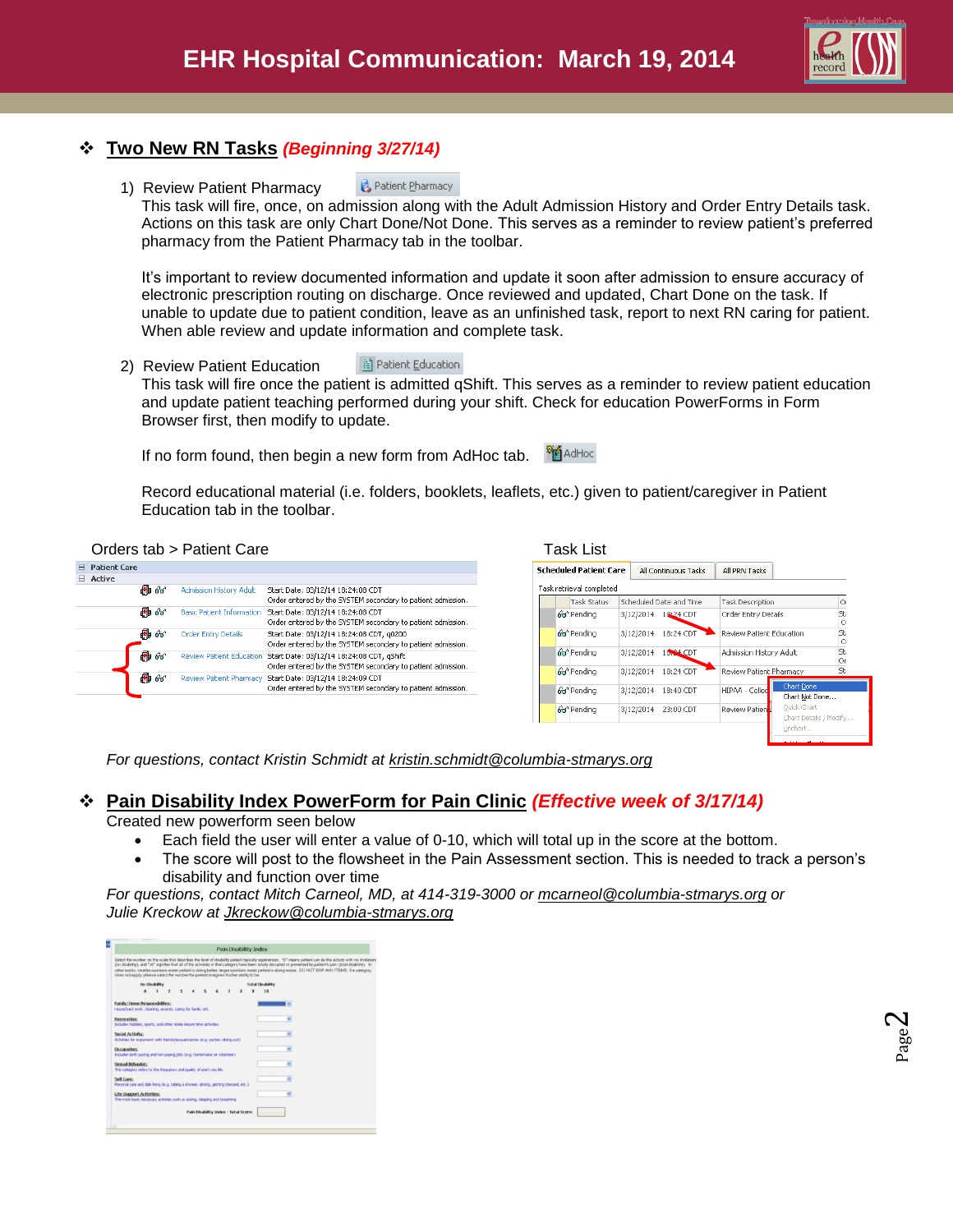# EHR Hospital Communication: March 19, 2014

## Two New RN Tasks *(Beginning 3/27/14)*

1) Review Patient Pharmacy

This task will fire, once, on admission along with the Adult Admission History and Order Entry Details task. Actions on this task are only Chart Done/Not Done. This serves as a reminder to review patient's preferred pharmacy from the Patient Pharmacy tab in the toolbar.

It's important to review documented information and update it soon after admission to ensure accuracy of electronic prescription routing on discharge. Once reviewed and updated, Chart Done on the task. If unable to update due to patient condition, leave as an unfinished task, report to next RN caring for patient. When able review and update information and complete task.

2) Review Patient Education

This task will fire once the patient is admitted qShift. This serves as a reminder to review patient education and update patient teaching performed during your shift. Check for education PowerForms in Form Browser first, then modify to update.

If no form found, then begin a new form from AdHoc tab.

Record educational material (i.e. folders, booklets, leaflets, etc.) given to patient/caregiver in Patient Education tab in the toolbar.

Orders tab > Patient Care

Task List

*For questions, contact Kristin Schmidt at kristin.schmidt@columbia-stmarys.org*

## Pain Disability Index PowerForm for Pain Clinic *(Effective week of 3/17/14)*

Created new powerform seen below

- Each field the user will enter a value of 0-10, which will total up in the score at the bottom.
- The score will post to the flowsheet in the Pain Assessment section. This is needed to track a person's disability and function over time

*For questions, contact Mitch Carneol, MD, at 414-319-3000 or mcarneol@columbia-stmarys.org or Julie Kreckow at Jkreckow@columbia-stmarys.org*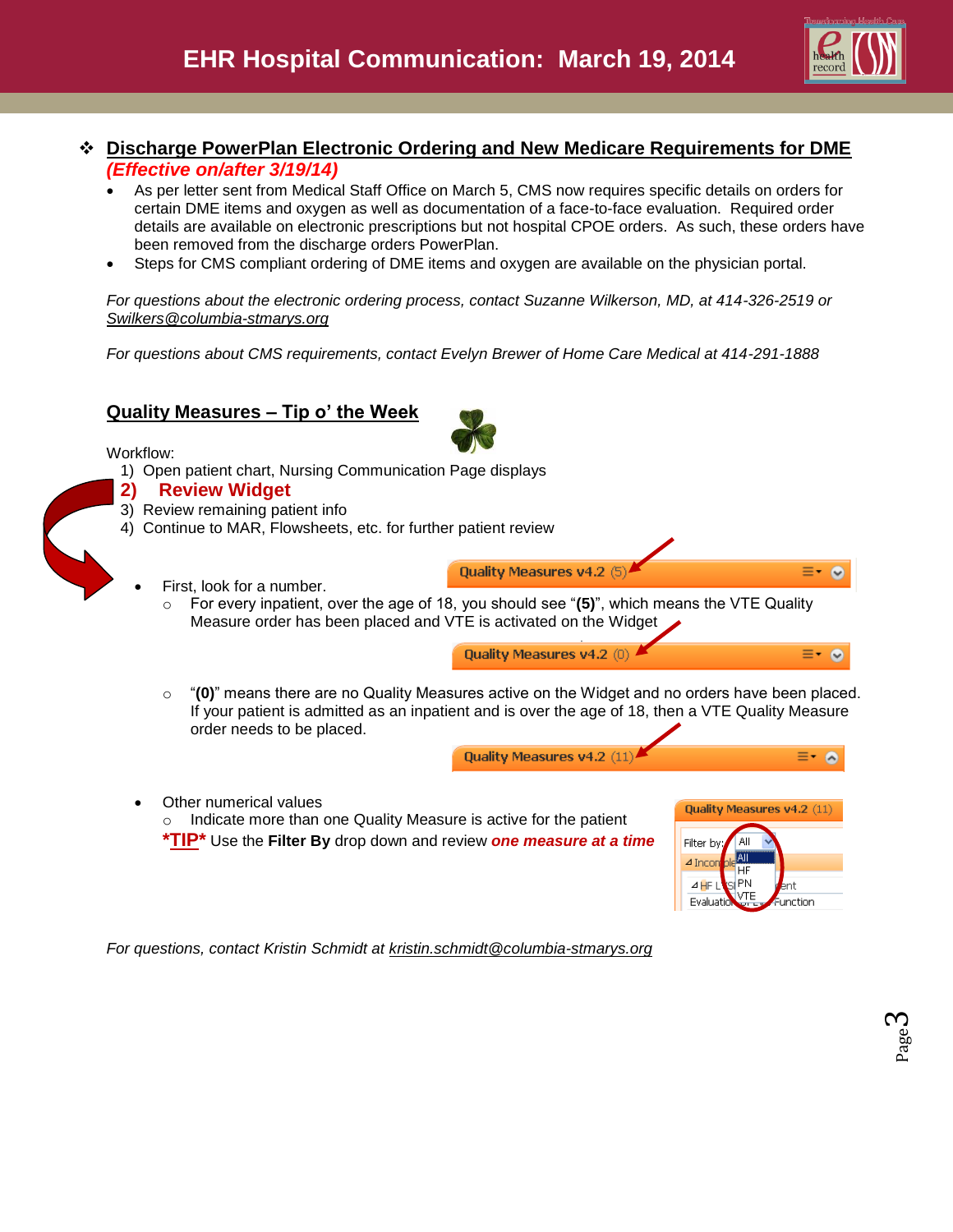# EHR Hospital Communication: March 19, 2014

## Discharge PowerPlan Electronic Ordering and New Medicare Requirements for DME *(Effective on/after 3/19/14)*

- As per letter sent from Medical Staff Office on March 5, CMS now requires specific details on orders for certain DME items and oxygen as well as documentation of a face-to-face evaluation. Required order details are available on electronic prescriptions but not hospital CPOE orders. As such, these orders have been removed from the discharge orders PowerPlan.
- Steps for CMS compliant ordering of DME items and oxygen are available on the physician portal.

*For questions about the electronic ordering process, contact Suzanne Wilkerson, MD, at 414-326-2519 or Swilkers@columbia-stmarys.org*

*For questions about CMS requirements, contact Evelyn Brewer of Home Care Medical at 414-291-1888*

## Quality Measures – Tip o' the Week

Workflow:

1) Open patient chart, Nursing Communication Page displays
2) **Review Widget**
3) Review remaining patient info
4) Continue to MAR, Flowsheets, etc. for further patient review

- First, look for a number.
  - For every inpatient, over the age of 18, you should see "**(5)**", which means the VTE Quality Measure order has been placed and VTE is activated on the Widget
  - "**(0)**" means there are no Quality Measures active on the Widget and no orders have been placed. If your patient is admitted as an inpatient and is over the age of 18, then a VTE Quality Measure order needs to be placed.
- Other numerical values
  - Indicate more than one Quality Measure is active for the patient

**\*TIP\*** Use the **Filter By** drop down and review ***one measure at a time***

*For questions, contact Kristin Schmidt at kristin.schmidt@columbia-stmarys.org*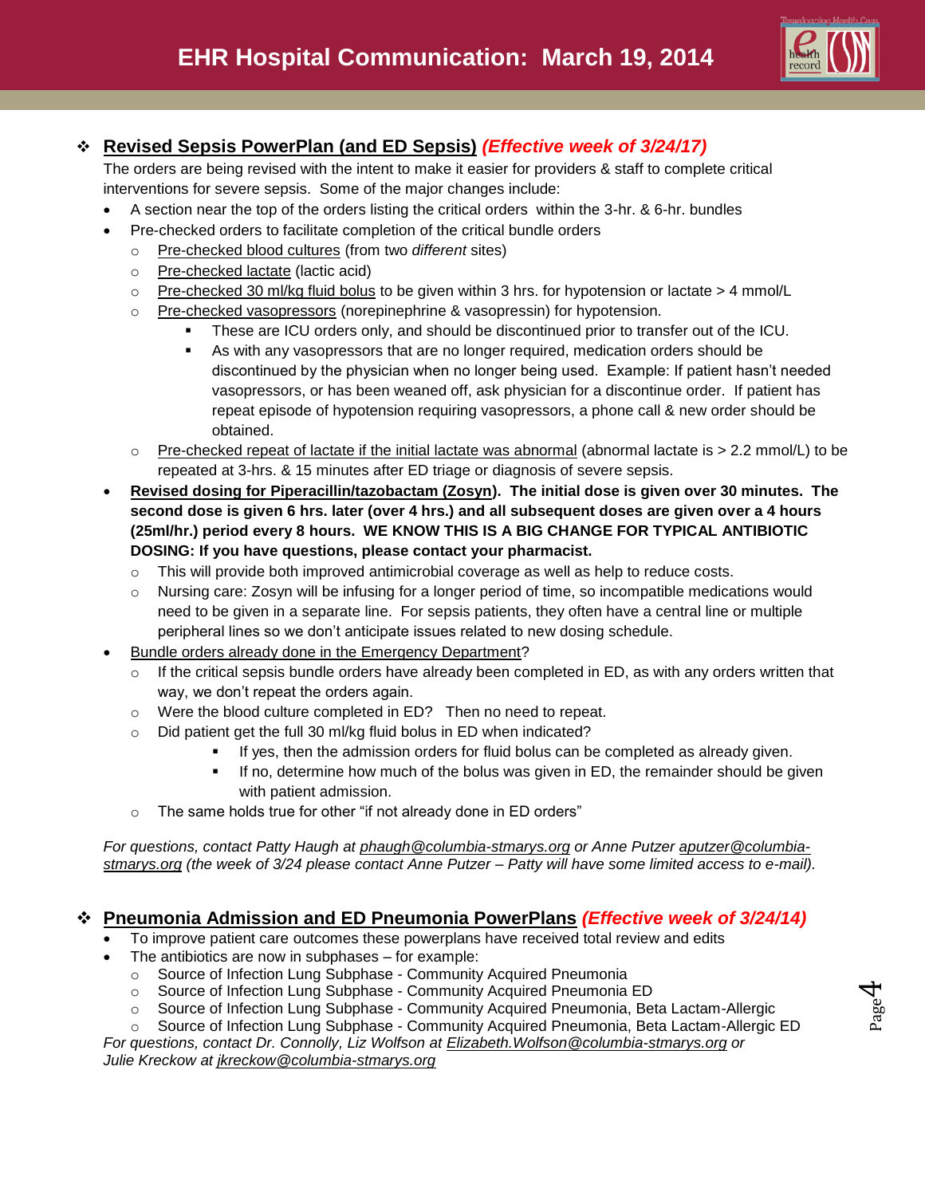# EHR Hospital Communication: March 19, 2014

## ❖ Revised Sepsis PowerPlan (and ED Sepsis) *(Effective week of 3/24/17)*

The orders are being revised with the intent to make it easier for providers & staff to complete critical interventions for severe sepsis. Some of the major changes include:

- A section near the top of the orders listing the critical orders within the 3-hr. & 6-hr. bundles
- Pre-checked orders to facilitate completion of the critical bundle orders
  - Pre-checked blood cultures (from two *different* sites)
  - Pre-checked lactate (lactic acid)
  - Pre-checked 30 ml/kg fluid bolus to be given within 3 hrs. for hypotension or lactate > 4 mmol/L
  - Pre-checked vasopressors (norepinephrine & vasopressin) for hypotension.
    - These are ICU orders only, and should be discontinued prior to transfer out of the ICU.
    - As with any vasopressors that are no longer required, medication orders should be discontinued by the physician when no longer being used. Example: If patient hasn't needed vasopressors, or has been weaned off, ask physician for a discontinue order. If patient has repeat episode of hypotension requiring vasopressors, a phone call & new order should be obtained.
  - Pre-checked repeat of lactate if the initial lactate was abnormal (abnormal lactate is > 2.2 mmol/L) to be repeated at 3-hrs. & 15 minutes after ED triage or diagnosis of severe sepsis.
- **Revised dosing for Piperacillin/tazobactam (Zosyn). The initial dose is given over 30 minutes. The second dose is given 6 hrs. later (over 4 hrs.) and all subsequent doses are given over a 4 hours (25ml/hr.) period every 8 hours. WE KNOW THIS IS A BIG CHANGE FOR TYPICAL ANTIBIOTIC DOSING: If you have questions, please contact your pharmacist.**
  - This will provide both improved antimicrobial coverage as well as help to reduce costs.
  - Nursing care: Zosyn will be infusing for a longer period of time, so incompatible medications would need to be given in a separate line. For sepsis patients, they often have a central line or multiple peripheral lines so we don't anticipate issues related to new dosing schedule.
- Bundle orders already done in the Emergency Department?
  - If the critical sepsis bundle orders have already been completed in ED, as with any orders written that way, we don't repeat the orders again.
  - Were the blood culture completed in ED? Then no need to repeat.
  - Did patient get the full 30 ml/kg fluid bolus in ED when indicated?
    - If yes, then the admission orders for fluid bolus can be completed as already given.
    - If no, determine how much of the bolus was given in ED, the remainder should be given with patient admission.
  - The same holds true for other "if not already done in ED orders"

*For questions, contact Patty Haugh at phaugh@columbia-stmarys.org or Anne Putzer aputzer@columbia-stmarys.org (the week of 3/24 please contact Anne Putzer – Patty will have some limited access to e-mail).*

## ❖ Pneumonia Admission and ED Pneumonia PowerPlans *(Effective week of 3/24/14)*

- To improve patient care outcomes these powerplans have received total review and edits
- The antibiotics are now in subphases – for example:
  - Source of Infection Lung Subphase - Community Acquired Pneumonia
  - Source of Infection Lung Subphase - Community Acquired Pneumonia ED
  - Source of Infection Lung Subphase - Community Acquired Pneumonia, Beta Lactam-Allergic
  - Source of Infection Lung Subphase - Community Acquired Pneumonia, Beta Lactam-Allergic ED

*For questions, contact Dr. Connolly, Liz Wolfson at Elizabeth.Wolfson@columbia-stmarys.org or Julie Kreckow at jkreckow@columbia-stmarys.org*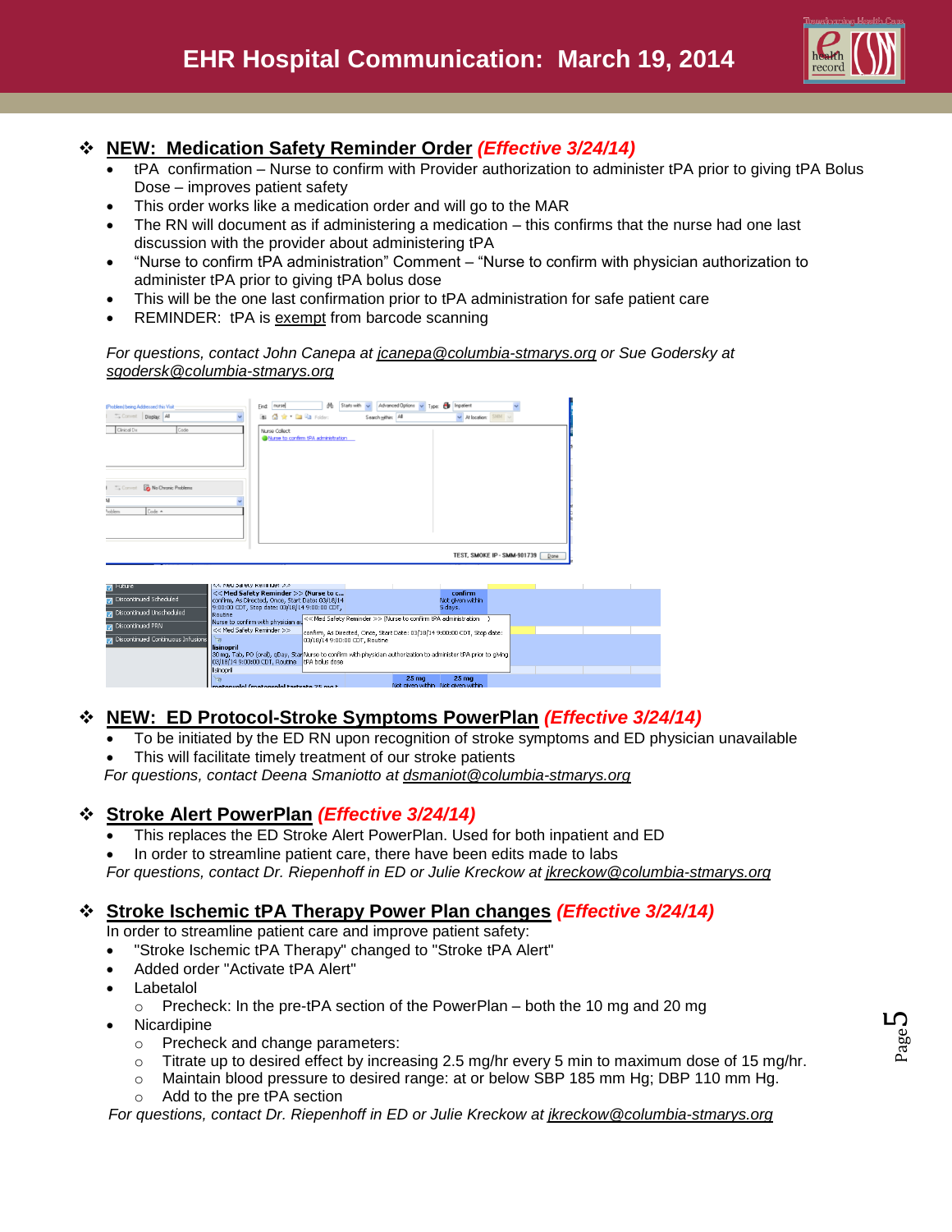# EHR Hospital Communication: March 19, 2014

## ❖ NEW: Medication Safety Reminder Order *(Effective 3/24/14)*

- tPA confirmation – Nurse to confirm with Provider authorization to administer tPA prior to giving tPA Bolus Dose – improves patient safety
- This order works like a medication order and will go to the MAR
- The RN will document as if administering a medication – this confirms that the nurse had one last discussion with the provider about administering tPA
- "Nurse to confirm tPA administration" Comment – "Nurse to confirm with physician authorization to administer tPA prior to giving tPA bolus dose
- This will be the one last confirmation prior to tPA administration for safe patient care
- REMINDER: tPA is exempt from barcode scanning

*For questions, contact John Canepa at jcanepa@columbia-stmarys.org or Sue Godersky at sgodersk@columbia-stmarys.org*

## ❖ NEW: ED Protocol-Stroke Symptoms PowerPlan *(Effective 3/24/14)*

- To be initiated by the ED RN upon recognition of stroke symptoms and ED physician unavailable
- This will facilitate timely treatment of our stroke patients

*For questions, contact Deena Smaniotto at dsmaniot@columbia-stmarys.org*

## ❖ Stroke Alert PowerPlan *(Effective 3/24/14)*

- This replaces the ED Stroke Alert PowerPlan. Used for both inpatient and ED
- In order to streamline patient care, there have been edits made to labs

*For questions, contact Dr. Riepenhoff in ED or Julie Kreckow at jkreckow@columbia-stmarys.org*

## ❖ Stroke Ischemic tPA Therapy Power Plan changes *(Effective 3/24/14)*

In order to streamline patient care and improve patient safety:

- "Stroke Ischemic tPA Therapy" changed to "Stroke tPA Alert"
- Added order "Activate tPA Alert"
- Labetalol
  - Precheck: In the pre-tPA section of the PowerPlan – both the 10 mg and 20 mg
- Nicardipine
  - Precheck and change parameters:
  - Titrate up to desired effect by increasing 2.5 mg/hr every 5 min to maximum dose of 15 mg/hr.
  - Maintain blood pressure to desired range: at or below SBP 185 mm Hg; DBP 110 mm Hg.
  - Add to the pre tPA section

*For questions, contact Dr. Riepenhoff in ED or Julie Kreckow at jkreckow@columbia-stmarys.org*